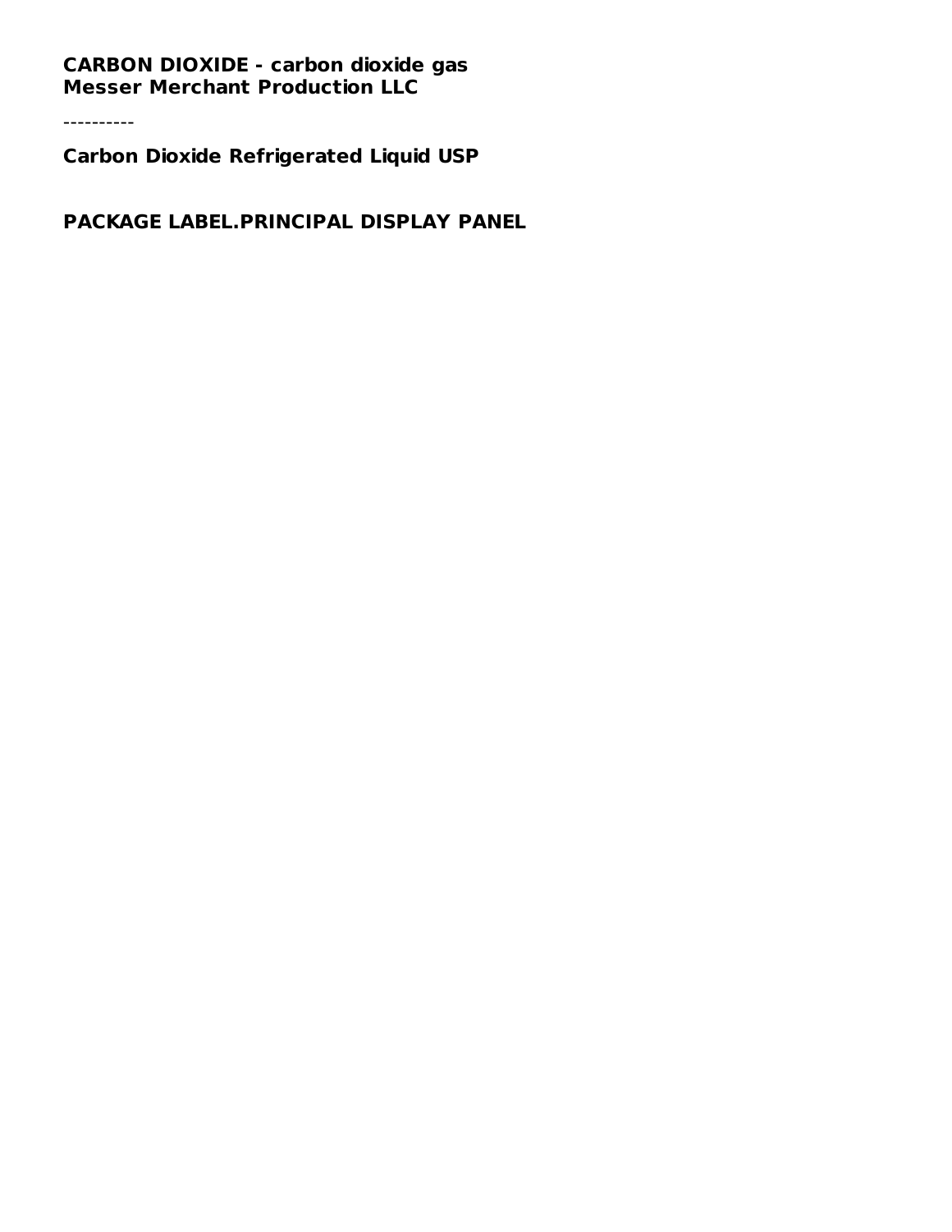**CARBON DIOXIDE - carbon dioxide gas**
**Messer Merchant Production LLC**

----------

**Carbon Dioxide Refrigerated Liquid USP**

**PACKAGE LABEL.PRINCIPAL DISPLAY PANEL**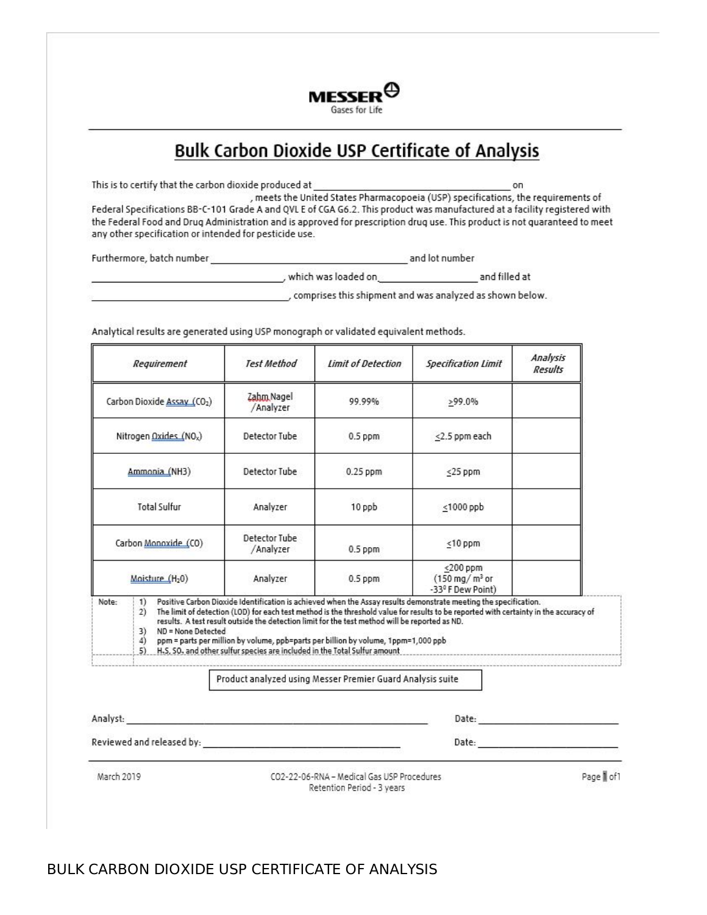MESSER
Gases for Life

# Bulk Carbon Dioxide USP Certificate of Analysis

This is to certify that the carbon dioxide produced at ______________________________ on ______________________________, meets the United States Pharmacopoeia (USP) specifications, the requirements of Federal Specifications BB-C-101 Grade A and QVL E of CGA G6.2. This product was manufactured at a facility registered with the Federal Food and Drug Administration and is approved for prescription drug use. This product is not guaranteed to meet any other specification or intended for pesticide use.

Furthermore, batch number ______________________________ and lot number ______________________________, which was loaded on ________________ and filled at ______________________________, comprises this shipment and was analyzed as shown below.

Analytical results are generated using USP monograph or validated equivalent methods.

| *Requirement* | *Test Method* | *Limit of Detection* | *Specification Limit* | *Analysis Results* |
|---|---|---|---|---|
| Carbon Dioxide Assay ($CO_2$) | Zahm Nagel /Analyzer | 99.99% | ≥99.0% | |
| Nitrogen Oxides ($NO_x$) | Detector Tube | 0.5 ppm | ≤2.5 ppm each | |
| Ammonia (NH3) | Detector Tube | 0.25 ppm | ≤25 ppm | |
| Total Sulfur | Analyzer | 10 ppb | ≤1000 ppb | |
| Carbon Monoxide (CO) | Detector Tube /Analyzer | 0.5 ppm | ≤10 ppm | |
| Moisture ($H_2O$) | Analyzer | 0.5 ppm | ≤200 ppm (150 mg/ $m^3$ or -33° F Dew Point) | |

Note:
1) Positive Carbon Dioxide Identification is achieved when the Assay results demonstrate meeting the specification.
2) The limit of detection (LOD) for each test method is the threshold value for results to be reported with certainty in the accuracy of results. A test result outside the detection limit for the test method will be reported as ND.
3) ND = None Detected
4) ppm = parts per million by volume, ppb=parts per billion by volume, 1ppm=1,000 ppb
5) $H_2S$, $SO_2$ and other sulfur species are included in the Total Sulfur amount

Product analyzed using Messer Premier Guard Analysis suite

Analyst: ______________________________ Date: ________________

Reviewed and released by: ______________________________ Date: ________________

March 2019 — CO2-22-06-RNA – Medical Gas USP Procedures — Retention Period - 3 years

BULK CARBON DIOXIDE USP CERTIFICATE OF ANALYSIS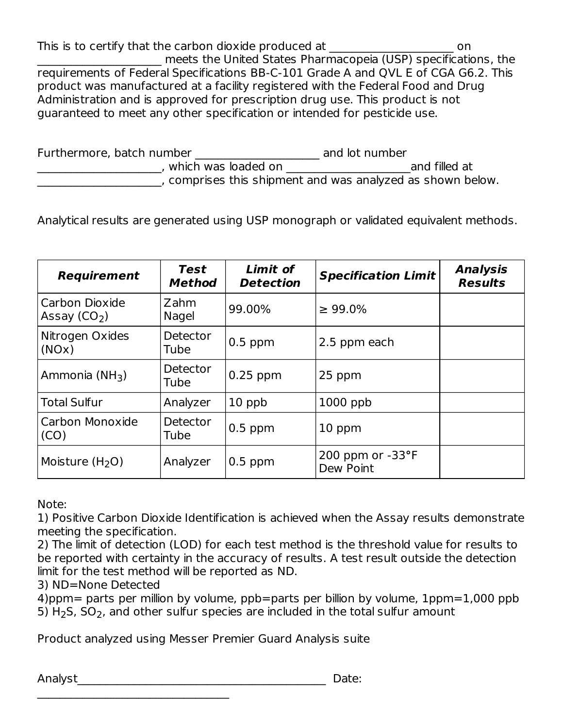This is to certify that the carbon dioxide produced at _____________________ on _____________________ meets the United States Pharmacopeia (USP) specifications, the requirements of Federal Specifications BB-C-101 Grade A and QVL E of CGA G6.2. This product was manufactured at a facility registered with the Federal Food and Drug Administration and is approved for prescription drug use. This product is not guaranteed to meet any other specification or intended for pesticide use.

Furthermore, batch number _____________________ and lot number _____________________, which was loaded on _____________________and filled at _____________________, comprises this shipment and was analyzed as shown below.

Analytical results are generated using USP monograph or validated equivalent methods.

| ***Requirement*** | ***Test Method*** | ***Limit of Detection*** | ***Specification Limit*** | ***Analysis Results*** |
|---|---|---|---|---|
| Carbon Dioxide Assay ($CO_2$) | Zahm Nagel | 99.00% | ≥ 99.0% | |
| Nitrogen Oxides (NOx) | Detector Tube | 0.5 ppm | 2.5 ppm each | |
| Ammonia ($NH_3$) | Detector Tube | 0.25 ppm | 25 ppm | |
| Total Sulfur | Analyzer | 10 ppb | 1000 ppb | |
| Carbon Monoxide (CO) | Detector Tube | 0.5 ppm | 10 ppm | |
| Moisture ($H_2O$) | Analyzer | 0.5 ppm | 200 ppm or -33°F Dew Point | |

Note:
1) Positive Carbon Dioxide Identification is achieved when the Assay results demonstrate meeting the specification.
2) The limit of detection (LOD) for each test method is the threshold value for results to be reported with certainty in the accuracy of results. A test result outside the detection limit for the test method will be reported as ND.
3) ND=None Detected
4)ppm= parts per million by volume, ppb=parts per billion by volume, 1ppm=1,000 ppb
5) $H_2S$, $SO_2$, and other sulfur species are included in the total sulfur amount

Product analyzed using Messer Premier Guard Analysis suite

Analyst___________________________________________ Date: _________________________________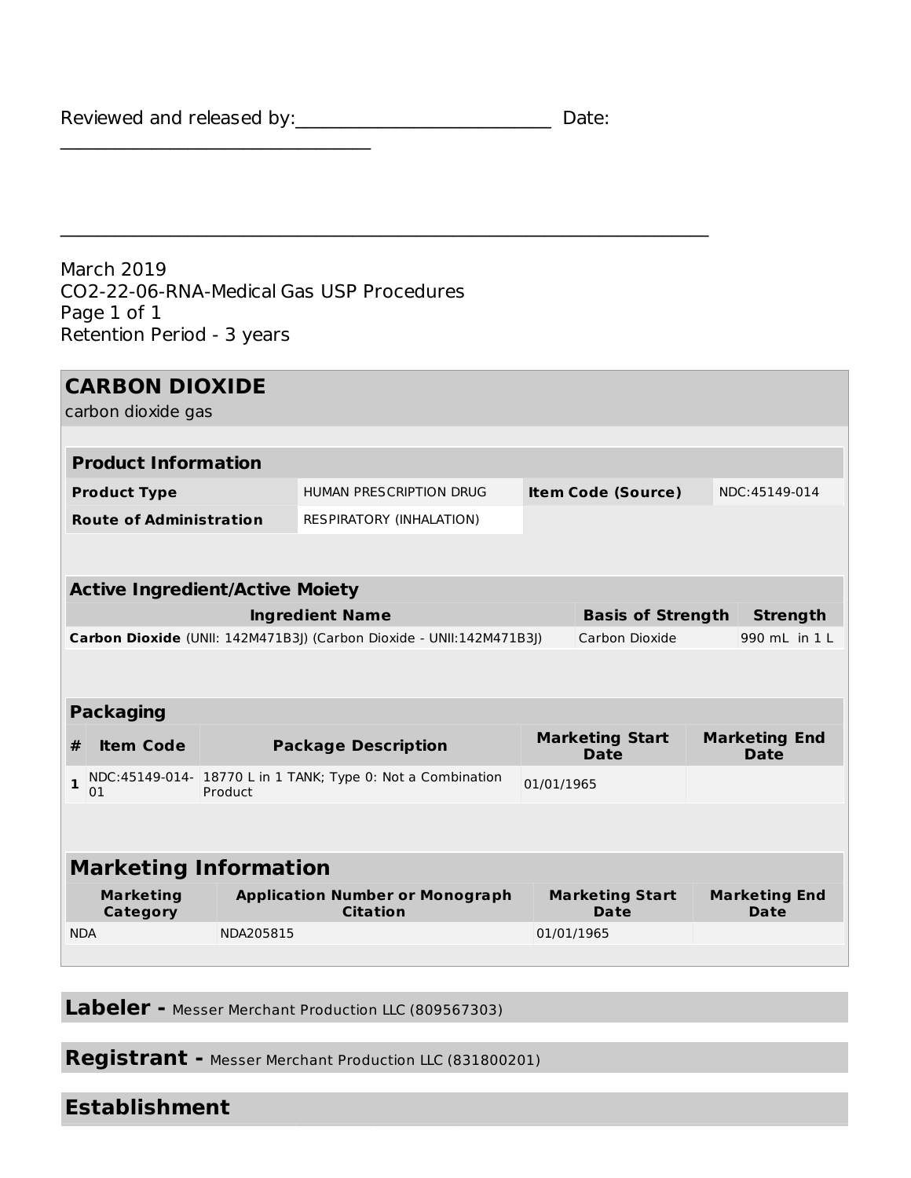Reviewed and released by:___________________________ Date:

_________________________________

_____________________________________________________________________

March 2019
CO2-22-06-RNA-Medical Gas USP Procedures
Page 1 of 1
Retention Period - 3 years

## CARBON DIOXIDE

carbon dioxide gas

### Product Information

| Product Type | HUMAN PRESCRIPTION DRUG | Item Code (Source) | NDC:45149-014 |
| --- | --- | --- | --- |
| Route of Administration | RESPIRATORY (INHALATION) | | |

### Active Ingredient/Active Moiety

| Ingredient Name | Basis of Strength | Strength |
| --- | --- | --- |
| **Carbon Dioxide** (UNII: 142M471B3J) (Carbon Dioxide - UNII:142M471B3J) | Carbon Dioxide | 990 mL in 1 L |

### Packaging

| # | Item Code | Package Description | Marketing Start Date | Marketing End Date |
| --- | --- | --- | --- | --- |
| 1 | NDC:45149-014-01 | 18770 L in 1 TANK; Type 0: Not a Combination Product | 01/01/1965 | |

### Marketing Information

| Marketing Category | Application Number or Monograph Citation | Marketing Start Date | Marketing End Date |
| --- | --- | --- | --- |
| NDA | NDA205815 | 01/01/1965 | |

**Labeler -** Messer Merchant Production LLC (809567303)

**Registrant -** Messer Merchant Production LLC (831800201)

**Establishment**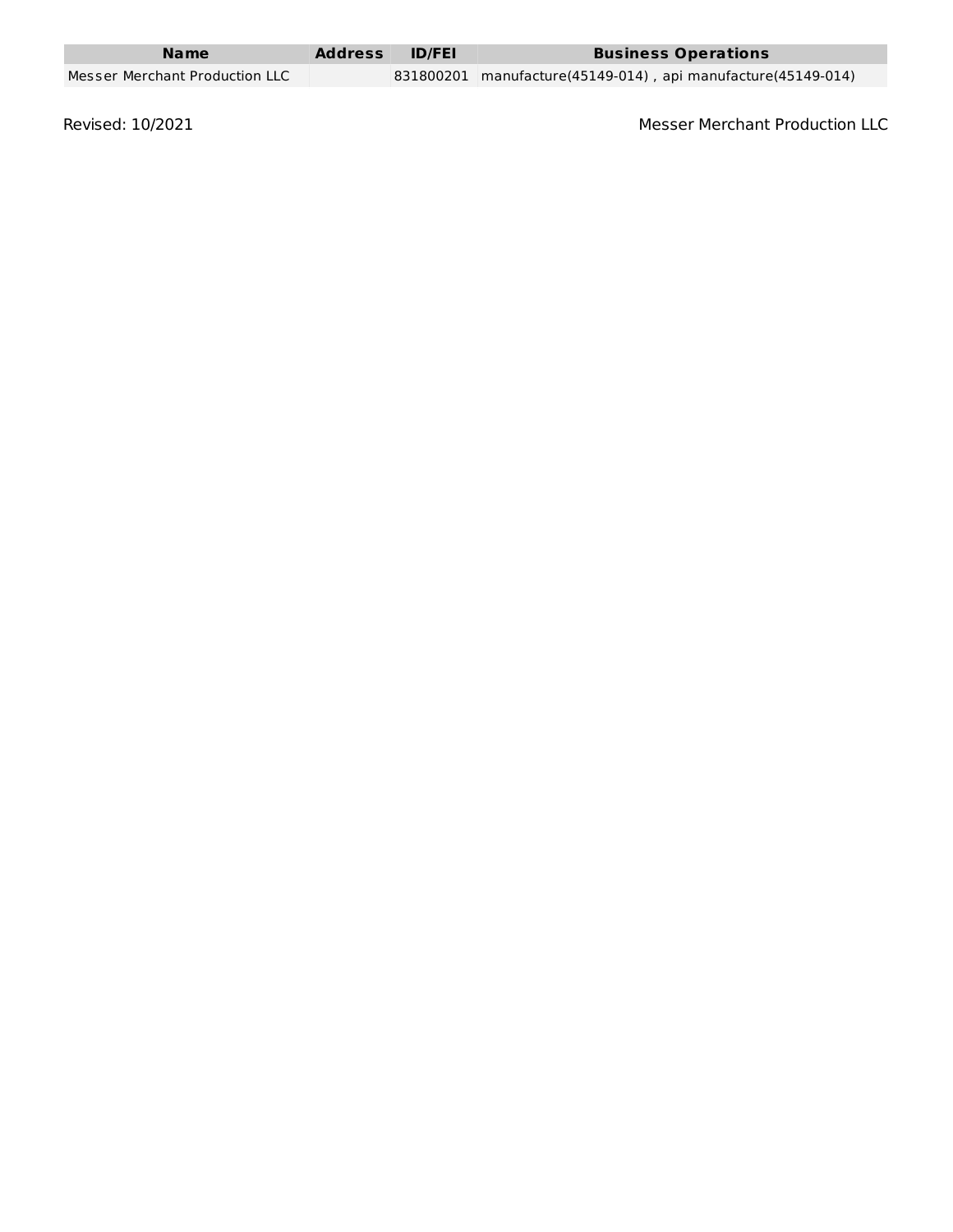| Name | Address | ID/FEI | Business Operations |
| --- | --- | --- | --- |
| Messer Merchant Production LLC | | 831800201 | manufacture(45149-014) , api manufacture(45149-014) |

Revised: 10/2021

Messer Merchant Production LLC